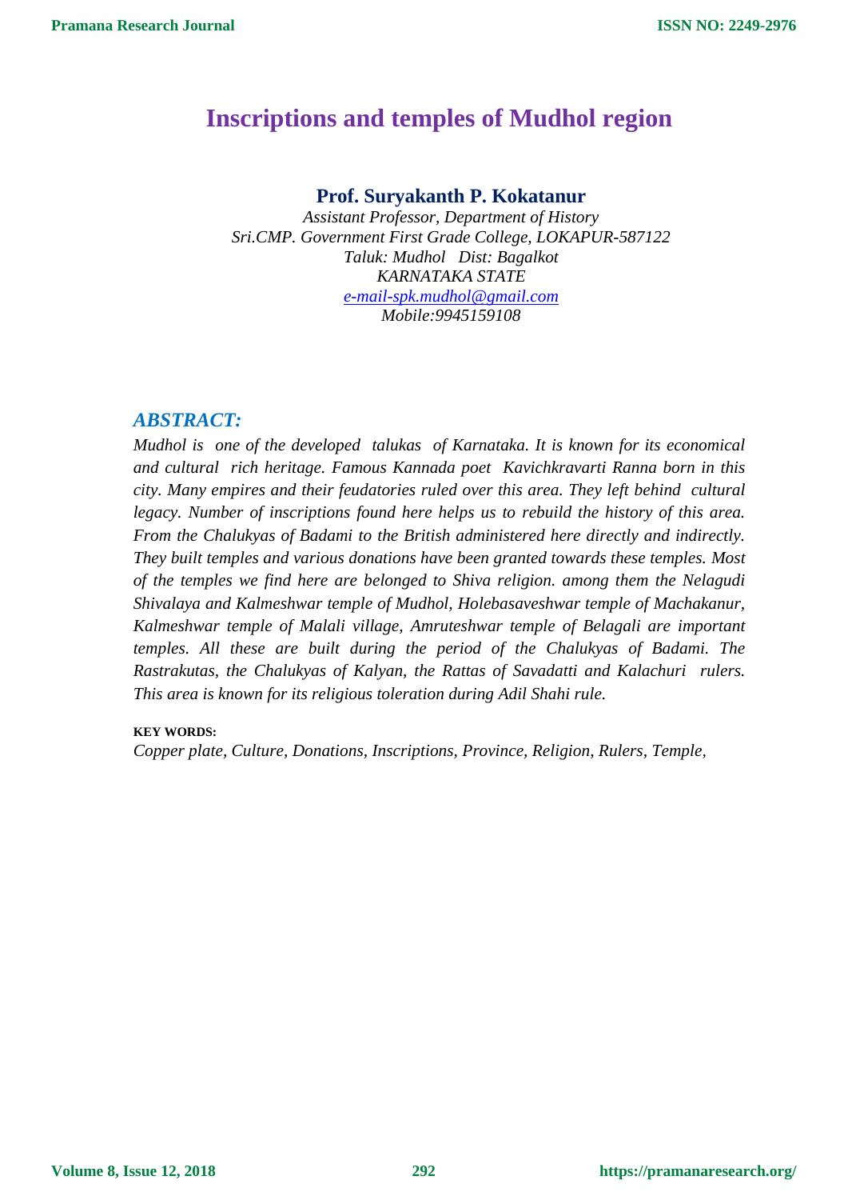# Inscriptions and temples of Mudhol region

**Prof. Suryakanth P. Kokatanur**

*Assistant Professor, Department of History*
*Sri.CMP. Government First Grade College, LOKAPUR-587122*
*Taluk: Mudhol Dist: Bagalkot*
*KARNATAKA STATE*
*e-mail-spk.mudhol@gmail.com*
*Mobile:9945159108*

## *ABSTRACT:*

*Mudhol is one of the developed talukas of Karnataka. It is known for its economical and cultural rich heritage. Famous Kannada poet Kavichkravarti Ranna born in this city. Many empires and their feudatories ruled over this area. They left behind cultural legacy. Number of inscriptions found here helps us to rebuild the history of this area. From the Chalukyas of Badami to the British administered here directly and indirectly. They built temples and various donations have been granted towards these temples. Most of the temples we find here are belonged to Shiva religion. among them the Nelagudi Shivalaya and Kalmeshwar temple of Mudhol, Holebasaveshwar temple of Machakanur, Kalmeshwar temple of Malali village, Amruteshwar temple of Belagali are important temples. All these are built during the period of the Chalukyas of Badami. The Rastrakutas, the Chalukyas of Kalyan, the Rattas of Savadatti and Kalachuri rulers. This area is known for its religious toleration during Adil Shahi rule.*

**KEY WORDS:**

*Copper plate, Culture, Donations, Inscriptions, Province, Religion, Rulers, Temple,*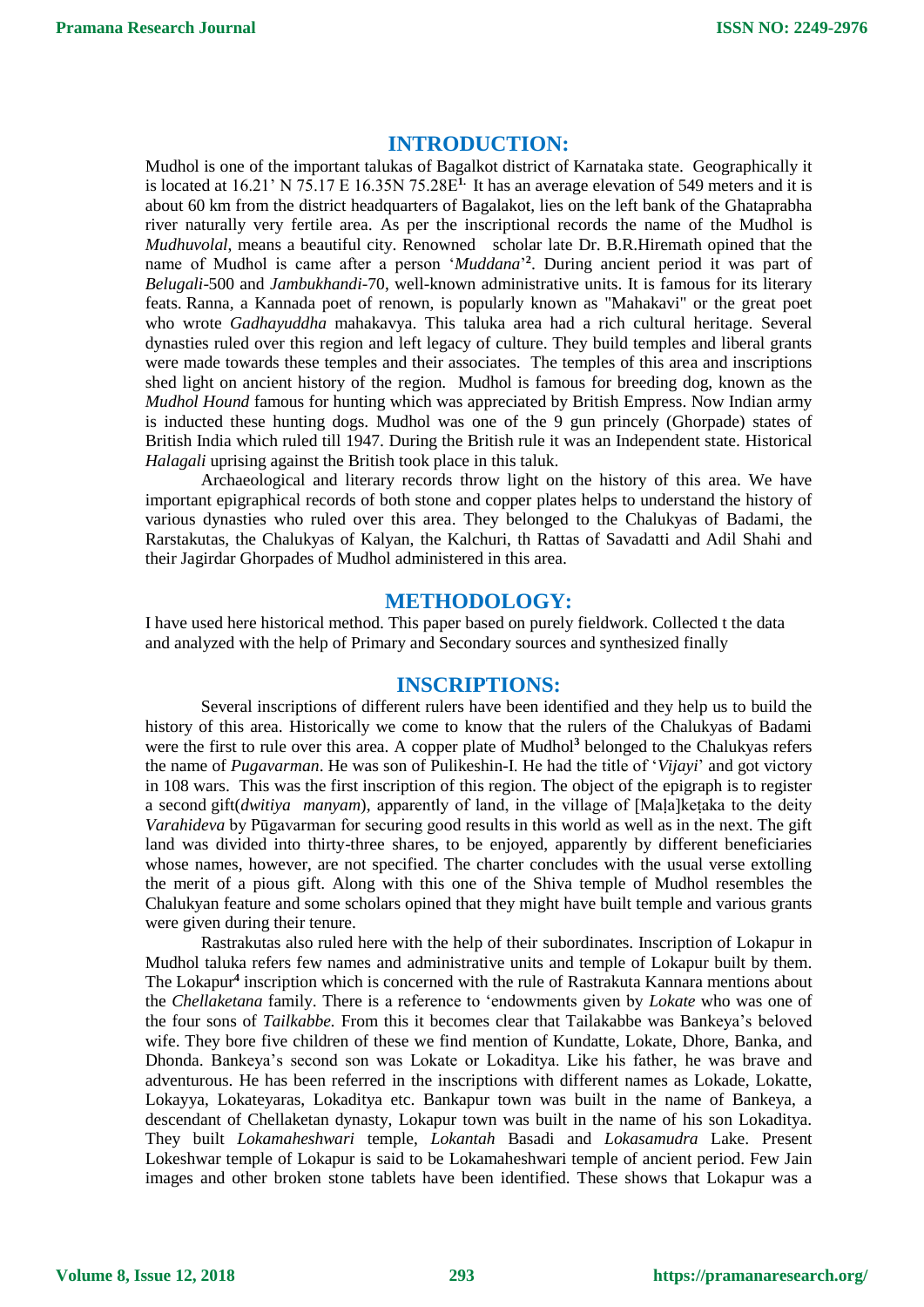## INTRODUCTION:

Mudhol is one of the important talukas of Bagalkot district of Karnataka state. Geographically it is located at 16.21' N 75.17 E 16.35N 75.28E[1.] It has an average elevation of 549 meters and it is about 60 km from the district headquarters of Bagalakot, lies on the left bank of the Ghataprabha river naturally very fertile area. As per the inscriptional records the name of the Mudhol is *Mudhuvolal*, means a beautiful city. Renowned scholar late Dr. B.R.Hiremath opined that the name of Mudhol is came after a person '*Muddana*'[2]. During ancient period it was part of *Belugali*-500 and *Jambukhandi*-70, well-known administrative units. It is famous for its literary feats. Ranna, a Kannada poet of renown, is popularly known as "Mahakavi" or the great poet who wrote *Gadhayuddha* mahakavya. This taluka area had a rich cultural heritage. Several dynasties ruled over this region and left legacy of culture. They build temples and liberal grants were made towards these temples and their associates. The temples of this area and inscriptions shed light on ancient history of the region. Mudhol is famous for breeding dog, known as the *Mudhol Hound* famous for hunting which was appreciated by British Empress. Now Indian army is inducted these hunting dogs. Mudhol was one of the 9 gun princely (Ghorpade) states of British India which ruled till 1947. During the British rule it was an Independent state. Historical *Halagali* uprising against the British took place in this taluk.

Archaeological and literary records throw light on the history of this area. We have important epigraphical records of both stone and copper plates helps to understand the history of various dynasties who ruled over this area. They belonged to the Chalukyas of Badami, the Rarstakutas, the Chalukyas of Kalyan, the Kalchuri, th Rattas of Savadatti and Adil Shahi and their Jagirdar Ghorpades of Mudhol administered in this area.

## METHODOLOGY:

I have used here historical method. This paper based on purely fieldwork. Collected t the data and analyzed with the help of Primary and Secondary sources and synthesized finally

## INSCRIPTIONS:

Several inscriptions of different rulers have been identified and they help us to build the history of this area. Historically we come to know that the rulers of the Chalukyas of Badami were the first to rule over this area. A copper plate of Mudhol[3] belonged to the Chalukyas refers the name of *Pugavarman*. He was son of Pulikeshin-I. He had the title of '*Vijayi*' and got victory in 108 wars. This was the first inscription of this region. The object of the epigraph is to register a second gift(*dwitiya manyam*), apparently of land, in the village of [Maḷa]keṭaka to the deity *Varahideva* by Pūgavarman for securing good results in this world as well as in the next. The gift land was divided into thirty-three shares, to be enjoyed, apparently by different beneficiaries whose names, however, are not specified. The charter concludes with the usual verse extolling the merit of a pious gift. Along with this one of the Shiva temple of Mudhol resembles the Chalukyan feature and some scholars opined that they might have built temple and various grants were given during their tenure.

Rastrakutas also ruled here with the help of their subordinates. Inscription of Lokapur in Mudhol taluka refers few names and administrative units and temple of Lokapur built by them. The Lokapur[4] inscription which is concerned with the rule of Rastrakuta Kannara mentions about the *Chellaketana* family. There is a reference to 'endowments given by *Lokate* who was one of the four sons of *Tailkabbe.* From this it becomes clear that Tailakabbe was Bankeya's beloved wife. They bore five children of these we find mention of Kundatte, Lokate, Dhore, Banka, and Dhonda. Bankeya's second son was Lokate or Lokaditya. Like his father, he was brave and adventurous. He has been referred in the inscriptions with different names as Lokade, Lokatte, Lokayya, Lokateyaras, Lokaditya etc. Bankapur town was built in the name of Bankeya, a descendant of Chellaketan dynasty, Lokapur town was built in the name of his son Lokaditya. They built *Lokamaheshwari* temple, *Lokantah* Basadi and *Lokasamudra* Lake. Present Lokeshwar temple of Lokapur is said to be Lokamaheshwari temple of ancient period. Few Jain images and other broken stone tablets have been identified. These shows that Lokapur was a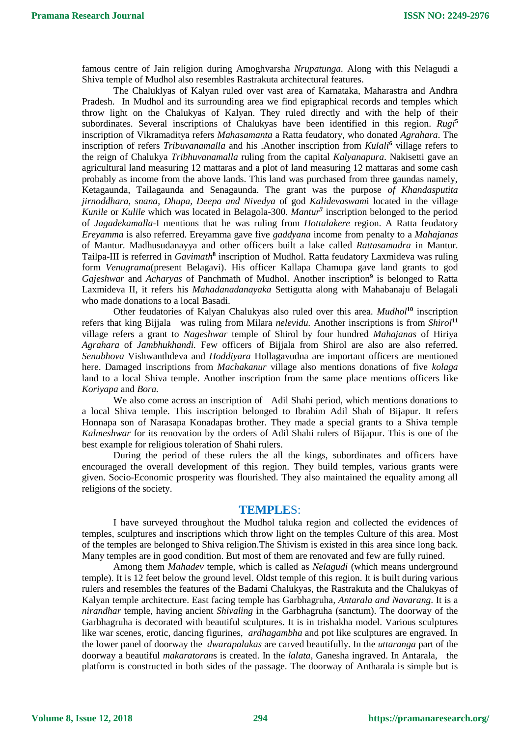famous centre of Jain religion during Amoghvarsha *Nrupatunga.* Along with this Nelagudi a Shiva temple of Mudhol also resembles Rastrakuta architectural features.

The Chaluklyas of Kalyan ruled over vast area of Karnataka, Maharastra and Andhra Pradesh. In Mudhol and its surrounding area we find epigraphical records and temples which throw light on the Chalukyas of Kalyan. They ruled directly and with the help of their subordinates. Several inscriptions of Chalukyas have been identified in this region. *Rugi*[5] inscription of Vikramaditya refers *Mahasamanta* a Ratta feudatory, who donated *Agrahara*. The inscription of refers *Tribuvanamalla* and his .Another inscription from *Kulali*[6] village refers to the reign of Chalukya *Tribhuvanamalla* ruling from the capital *Kalyanapura*. Nakisetti gave an agricultural land measuring 12 mattaras and a plot of land measuring 12 mattaras and some cash probably as income from the above lands. This land was purchased from three gaundas namely, Ketagaunda, Tailagaunda and Senagaunda. The grant was the purpose *of Khandasputita jirnoddhara, snana, Dhupa, Deepa and Nivedya* of god *Kalidevaswam*i located in the village *Kunile* or *Kulile* which was located in Belagola-300. *Mantur*[7] inscription belonged to the period of *Jagadekamalla*-I mentions that he was ruling from *Hottalakere* region. A Ratta feudatory *Ereyamma* is also referred. Ereyamma gave five *gaddyana* income from penalty to a *Mahajanas* of Mantur. Madhusudanayya and other officers built a lake called *Rattasamudra* in Mantur. Tailpa-III is referred in *Gavimath*[8] inscription of Mudhol. Ratta feudatory Laxmideva was ruling form *Venugrama*(present Belagavi). His officer Kallapa Chamupa gave land grants to god *Gajeshwar* and *Acharyas* of Panchmath of Mudhol. Another inscription[9] is belonged to Ratta Laxmideva II, it refers his *Mahadanadanayaka* Settigutta along with Mahabanaju of Belagali who made donations to a local Basadi.

Other feudatories of Kalyan Chalukyas also ruled over this area. *Mudhol*[10] inscription refers that king Bijjala was ruling from Milara *nelevidu.* Another inscriptions is from *Shirol*[11] village refers a grant to *Nageshwar* temple of Shirol by four hundred *Mahajanas* of Hiriya *Agrahara* of *Jambhukhandi.* Few officers of Bijjala from Shirol are also are also referred. *Senubhova* Vishwanthdeva and *Hoddiyara* Hollagavudna are important officers are mentioned here. Damaged inscriptions from *Machakanur* village also mentions donations of five *kolaga* land to a local Shiva temple. Another inscription from the same place mentions officers like *Koriyapa* and *Bora.*

We also come across an inscription of Adil Shahi period, which mentions donations to a local Shiva temple. This inscription belonged to Ibrahim Adil Shah of Bijapur. It refers Honnapa son of Narasapa Konadapas brother. They made a special grants to a Shiva temple *Kalmeshwar* for its renovation by the orders of Adil Shahi rulers of Bijapur. This is one of the best example for religious toleration of Shahi rulers.

During the period of these rulers the all the kings, subordinates and officers have encouraged the overall development of this region. They build temples, various grants were given. Socio-Economic prosperity was flourished. They also maintained the equality among all religions of the society.

## TEMPLES:

I have surveyed throughout the Mudhol taluka region and collected the evidences of temples, sculptures and inscriptions which throw light on the temples Culture of this area. Most of the temples are belonged to Shiva religion.The Shivism is existed in this area since long back. Many temples are in good condition. But most of them are renovated and few are fully ruined.

Among them *Mahadev* temple, which is called as *Nelagudi* (which means underground temple). It is 12 feet below the ground level. Oldst temple of this region. It is built during various rulers and resembles the features of the Badami Chalukyas, the Rastrakuta and the Chalukyas of Kalyan temple architecture. East facing temple has Garbhagruha, *Antarala and Navarang*. It is a *nirandhar* temple, having ancient *Shivaling* in the Garbhagruha (sanctum). The doorway of the Garbhagruha is decorated with beautiful sculptures. It is in trishakha model. Various sculptures like war scenes, erotic, dancing figurines, *ardhagambha* and pot like sculptures are engraved. In the lower panel of doorway the *dwarapalakas* are carved beautifully. In the *uttaranga* part of the doorway a beautiful *makaratoran*s is created. In the *lalata,* Ganesha ingraved. In Antarala, the platform is constructed in both sides of the passage. The doorway of Antharala is simple but is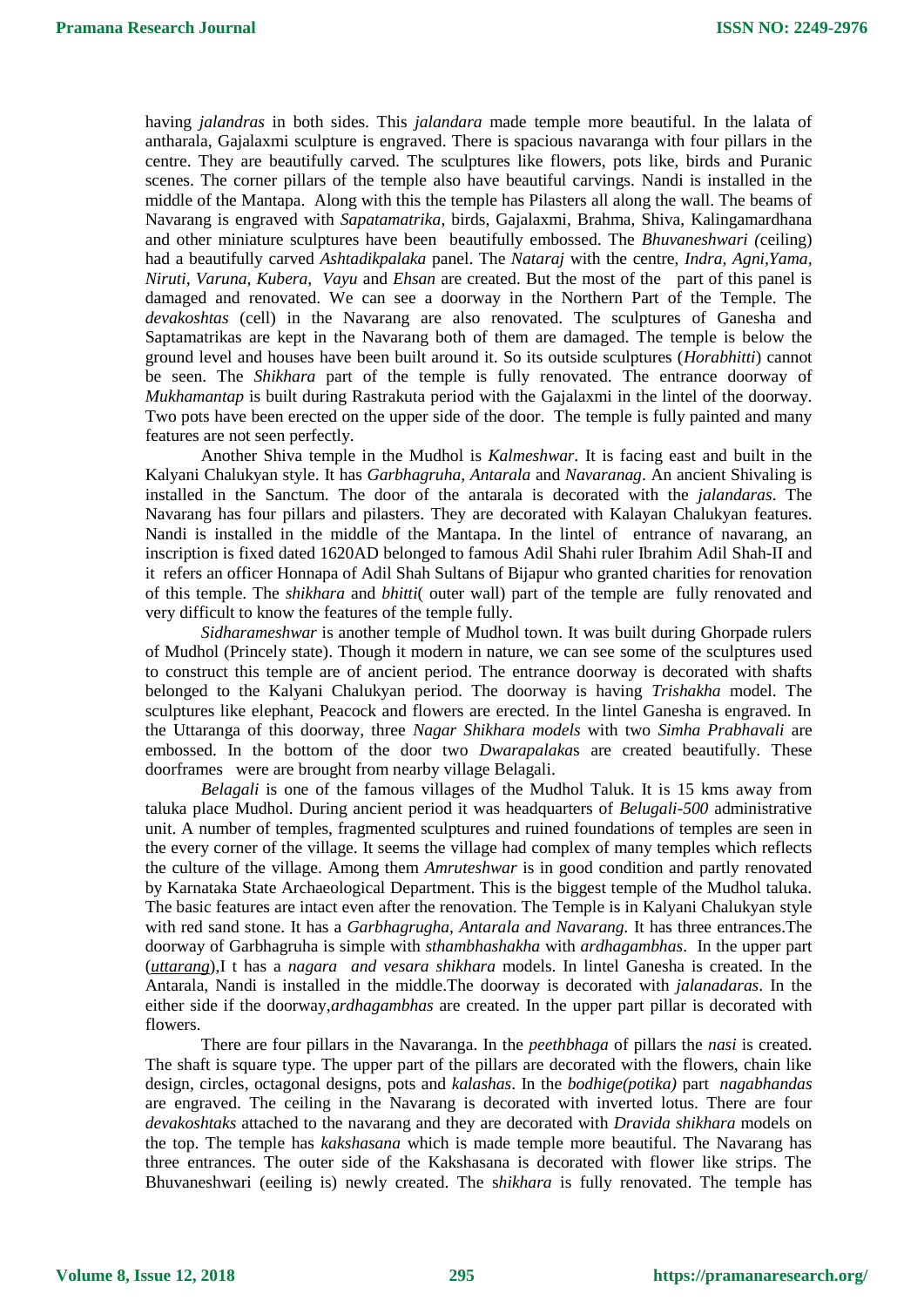having *jalandras* in both sides. This *jalandara* made temple more beautiful. In the lalata of antharala, Gajalaxmi sculpture is engraved. There is spacious navaranga with four pillars in the centre. They are beautifully carved. The sculptures like flowers, pots like, birds and Puranic scenes. The corner pillars of the temple also have beautiful carvings. Nandi is installed in the middle of the Mantapa. Along with this the temple has Pilasters all along the wall. The beams of Navarang is engraved with *Sapatamatrika*, birds, Gajalaxmi, Brahma, Shiva, Kalingamardhana and other miniature sculptures have been beautifully embossed. The *Bhuvaneshwari (*ceiling) had a beautifully carved *Ashtadikpalaka* panel. The *Nataraj* with the centre, *Indra, Agni,Yama, Niruti, Varuna, Kubera, Vayu* and *Ehsan* are created. But the most of the part of this panel is damaged and renovated. We can see a doorway in the Northern Part of the Temple. The *devakoshtas* (cell) in the Navarang are also renovated. The sculptures of Ganesha and Saptamatrikas are kept in the Navarang both of them are damaged. The temple is below the ground level and houses have been built around it. So its outside sculptures (*Horabhitti*) cannot be seen. The *Shikhara* part of the temple is fully renovated. The entrance doorway of *Mukhamantap* is built during Rastrakuta period with the Gajalaxmi in the lintel of the doorway. Two pots have been erected on the upper side of the door. The temple is fully painted and many features are not seen perfectly.

Another Shiva temple in the Mudhol is *Kalmeshwar*. It is facing east and built in the Kalyani Chalukyan style. It has *Garbhagruha, Antarala* and *Navaranag*. An ancient Shivaling is installed in the Sanctum. The door of the antarala is decorated with the *jalandaras*. The Navarang has four pillars and pilasters. They are decorated with Kalayan Chalukyan features. Nandi is installed in the middle of the Mantapa. In the lintel of entrance of navarang, an inscription is fixed dated 1620AD belonged to famous Adil Shahi ruler Ibrahim Adil Shah-II and it refers an officer Honnapa of Adil Shah Sultans of Bijapur who granted charities for renovation of this temple. The *shikhara* and *bhitti*( outer wall) part of the temple are fully renovated and very difficult to know the features of the temple fully.

*Sidharameshwar* is another temple of Mudhol town. It was built during Ghorpade rulers of Mudhol (Princely state). Though it modern in nature, we can see some of the sculptures used to construct this temple are of ancient period. The entrance doorway is decorated with shafts belonged to the Kalyani Chalukyan period. The doorway is having *Trishakha* model. The sculptures like elephant, Peacock and flowers are erected. In the lintel Ganesha is engraved. In the Uttaranga of this doorway, three *Nagar Shikhara models* with two *Simha Prabhavali* are embossed. In the bottom of the door two *Dwarapalaka*s are created beautifully. These doorframes were are brought from nearby village Belagali.

*Belagali* is one of the famous villages of the Mudhol Taluk. It is 15 kms away from taluka place Mudhol. During ancient period it was headquarters of *Belugali-500* administrative unit. A number of temples, fragmented sculptures and ruined foundations of temples are seen in the every corner of the village. It seems the village had complex of many temples which reflects the culture of the village. Among them *Amruteshwar* is in good condition and partly renovated by Karnataka State Archaeological Department. This is the biggest temple of the Mudhol taluka. The basic features are intact even after the renovation. The Temple is in Kalyani Chalukyan style with red sand stone. It has a *Garbhagrugha, Antarala and Navarang.* It has three entrances.The doorway of Garbhagruha is simple with *sthambhashakha* with *ardhagambhas*. In the upper part (*uttarang*),I t has a *nagara and vesara shikhara* models. In lintel Ganesha is created. In the Antarala, Nandi is installed in the middle.The doorway is decorated with *jalanadaras*. In the either side if the doorway,*ardhagambhas* are created. In the upper part pillar is decorated with flowers.

There are four pillars in the Navaranga. In the *peethbhaga* of pillars the *nasi* is created. The shaft is square type. The upper part of the pillars are decorated with the flowers, chain like design, circles, octagonal designs, pots and *kalashas*. In the *bodhige(potika)* part *nagabhandas* are engraved. The ceiling in the Navarang is decorated with inverted lotus. There are four *devakoshtaks* attached to the navarang and they are decorated with *Dravida shikhara* models on the top. The temple has *kakshasana* which is made temple more beautiful. The Navarang has three entrances. The outer side of the Kakshasana is decorated with flower like strips. The Bhuvaneshwari (eeiling is) newly created. The s*hikhara* is fully renovated. The temple has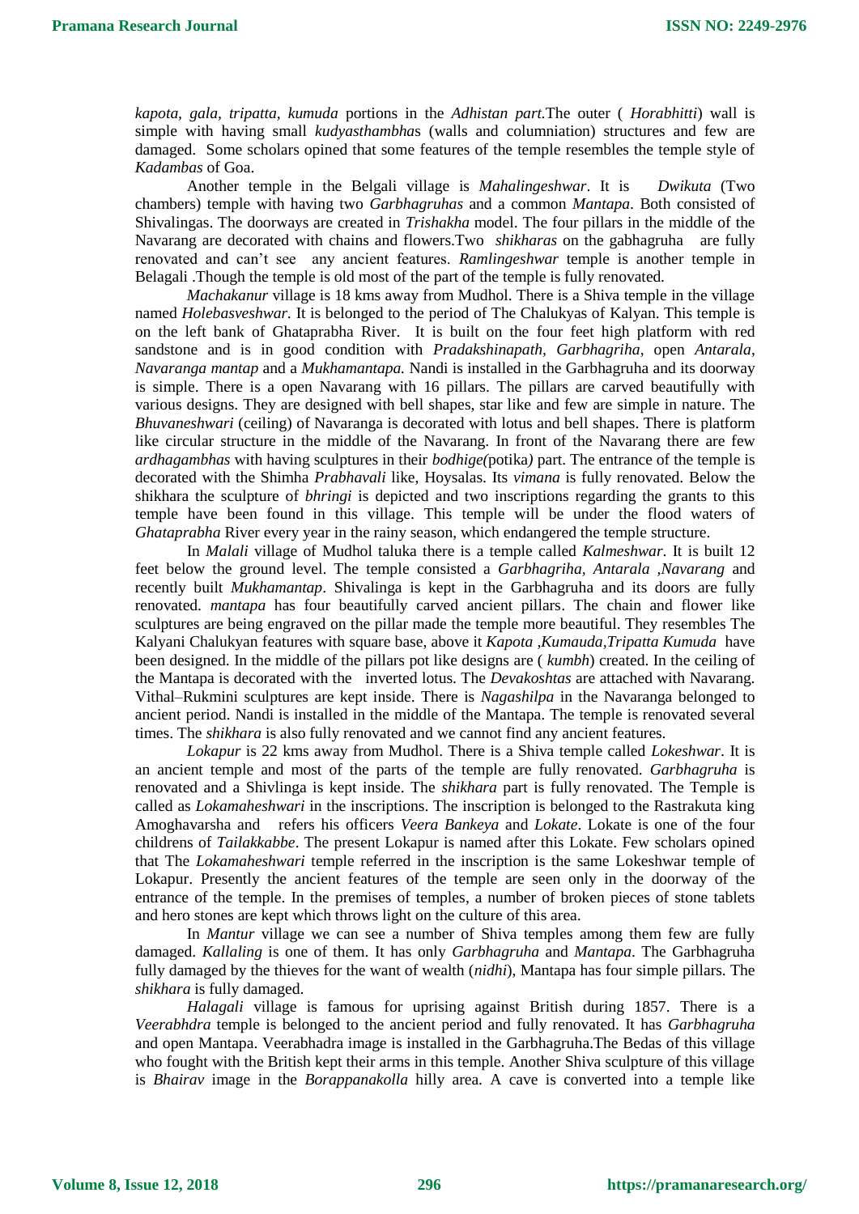*kapota, gala, tripatta, kumuda* portions in the *Adhistan part.*The outer ( *Horabhitti*) wall is simple with having small *kudyasthambha*s (walls and columniation) structures and few are damaged. Some scholars opined that some features of the temple resembles the temple style of *Kadambas* of Goa.

Another temple in the Belgali village is *Mahalingeshwar*. It is *Dwikuta* (Two chambers) temple with having two *Garbhagruhas* and a common *Mantapa*. Both consisted of Shivalingas. The doorways are created in *Trishakha* model. The four pillars in the middle of the Navarang are decorated with chains and flowers.Two *shikharas* on the gabhagruha are fully renovated and can't see any ancient features. *Ramlingeshwar* temple is another temple in Belagali .Though the temple is old most of the part of the temple is fully renovated.

*Machakanur* village is 18 kms away from Mudhol. There is a Shiva temple in the village named *Holebasveshwar*. It is belonged to the period of The Chalukyas of Kalyan. This temple is on the left bank of Ghataprabha River. It is built on the four feet high platform with red sandstone and is in good condition with *Pradakshinapath, Garbhagriha*, open *Antarala*, *Navaranga mantap* and a *Mukhamantapa.* Nandi is installed in the Garbhagruha and its doorway is simple. There is a open Navarang with 16 pillars. The pillars are carved beautifully with various designs. They are designed with bell shapes, star like and few are simple in nature. The *Bhuvaneshwari* (ceiling) of Navaranga is decorated with lotus and bell shapes. There is platform like circular structure in the middle of the Navarang. In front of the Navarang there are few *ardhagambhas* with having sculptures in their *bodhige(*potika*)* part. The entrance of the temple is decorated with the Shimha *Prabhavali* like, Hoysalas. Its *vimana* is fully renovated. Below the shikhara the sculpture of *bhringi* is depicted and two inscriptions regarding the grants to this temple have been found in this village. This temple will be under the flood waters of *Ghataprabha* River every year in the rainy season, which endangered the temple structure.

In *Malali* village of Mudhol taluka there is a temple called *Kalmeshwar*. It is built 12 feet below the ground level. The temple consisted a *Garbhagriha, Antarala ,Navarang* and recently built *Mukhamantap*. Shivalinga is kept in the Garbhagruha and its doors are fully renovated. *mantapa* has four beautifully carved ancient pillars. The chain and flower like sculptures are being engraved on the pillar made the temple more beautiful. They resembles The Kalyani Chalukyan features with square base, above it *Kapota ,Kumauda,Tripatta Kumuda* have been designed. In the middle of the pillars pot like designs are ( *kumbh*) created. In the ceiling of the Mantapa is decorated with the inverted lotus. The *Devakoshtas* are attached with Navarang. Vithal–Rukmini sculptures are kept inside. There is *Nagashilpa* in the Navaranga belonged to ancient period. Nandi is installed in the middle of the Mantapa. The temple is renovated several times. The *shikhara* is also fully renovated and we cannot find any ancient features.

*Lokapur* is 22 kms away from Mudhol. There is a Shiva temple called *Lokeshwar*. It is an ancient temple and most of the parts of the temple are fully renovated. *Garbhagruha* is renovated and a Shivlinga is kept inside. The *shikhara* part is fully renovated. The Temple is called as *Lokamaheshwari* in the inscriptions. The inscription is belonged to the Rastrakuta king Amoghavarsha and refers his officers *Veera Bankeya* and *Lokate*. Lokate is one of the four childrens of *Tailakkabbe*. The present Lokapur is named after this Lokate. Few scholars opined that The *Lokamaheshwari* temple referred in the inscription is the same Lokeshwar temple of Lokapur. Presently the ancient features of the temple are seen only in the doorway of the entrance of the temple. In the premises of temples, a number of broken pieces of stone tablets and hero stones are kept which throws light on the culture of this area.

In *Mantur* village we can see a number of Shiva temples among them few are fully damaged. *Kallaling* is one of them. It has only *Garbhagruha* and *Mantapa*. The Garbhagruha fully damaged by the thieves for the want of wealth (*nidhi*), Mantapa has four simple pillars. The *shikhara* is fully damaged.

*Halagali* village is famous for uprising against British during 1857. There is a *Veerabhdra* temple is belonged to the ancient period and fully renovated. It has *Garbhagruha* and open Mantapa. Veerabhadra image is installed in the Garbhagruha.The Bedas of this village who fought with the British kept their arms in this temple. Another Shiva sculpture of this village is *Bhairav* image in the *Borappanakolla* hilly area. A cave is converted into a temple like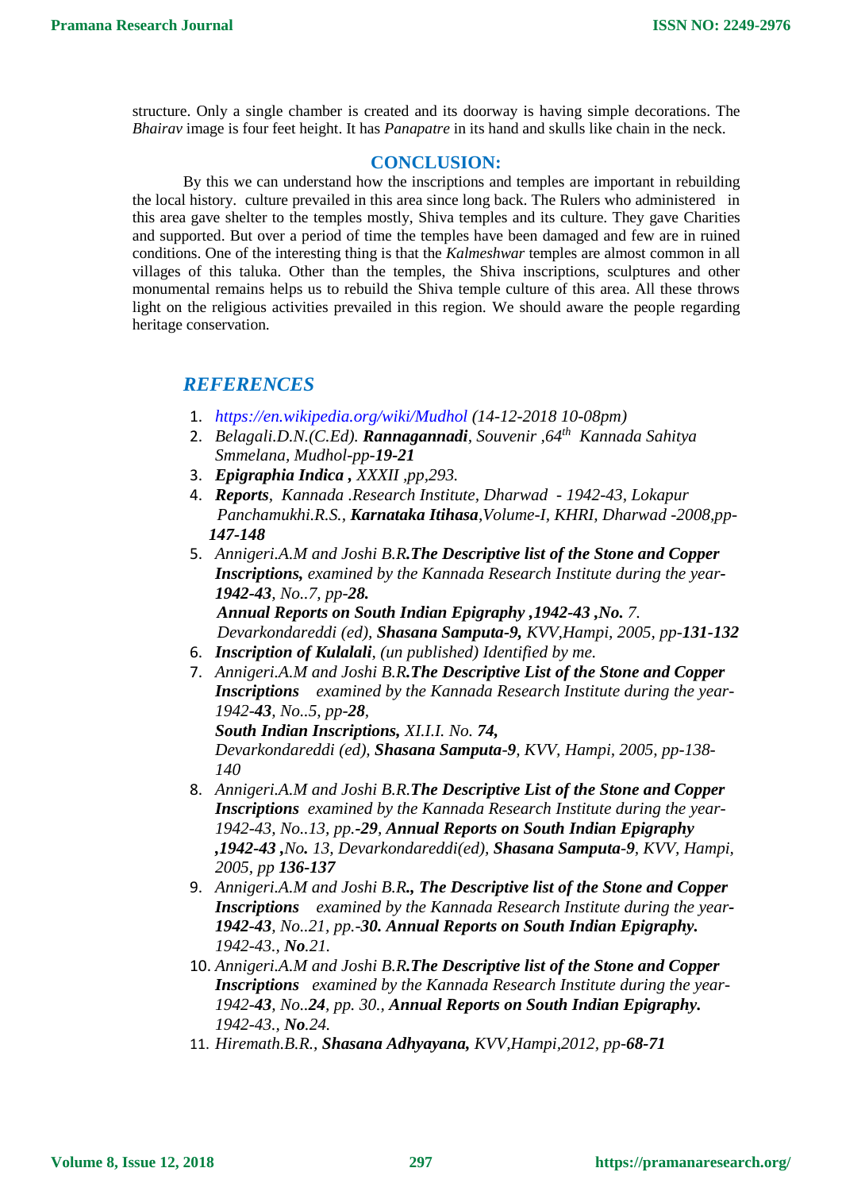structure. Only a single chamber is created and its doorway is having simple decorations. The *Bhairav* image is four feet height. It has *Panapatre* in its hand and skulls like chain in the neck.

## CONCLUSION:

By this we can understand how the inscriptions and temples are important in rebuilding the local history. culture prevailed in this area since long back. The Rulers who administered in this area gave shelter to the temples mostly, Shiva temples and its culture. They gave Charities and supported. But over a period of time the temples have been damaged and few are in ruined conditions. One of the interesting thing is that the *Kalmeshwar* temples are almost common in all villages of this taluka. Other than the temples, the Shiva inscriptions, sculptures and other monumental remains helps us to rebuild the Shiva temple culture of this area. All these throws light on the religious activities prevailed in this region. We should aware the people regarding heritage conservation.

## *REFERENCES*

1. *https://en.wikipedia.org/wiki/Mudhol (14-12-2018 10-08pm)*
2. *Belagali.D.N.(C.Ed). **Rannagannadi**, Souvenir ,64th Kannada Sahitya Smmelana, Mudhol-pp-**19-21***
3. ***Epigraphia Indica ,** XXXII ,pp,293.*
4. ***Reports**, Kannada .Research Institute, Dharwad - 1942-43, Lokapur Panchamukhi.R.S., **Karnataka Itihasa**,Volume-I, KHRI, Dharwad -2008,pp-**147-148***
5. *Annigeri.A.M and Joshi B.R.**The Descriptive list of the Stone and Copper Inscriptions,** examined by the Kannada Research Institute during the year-**1942-43**, No..7, pp-**28.***
   ***Annual Reports on South Indian Epigraphy ,1942-43 ,No.** 7.*
   *Devarkondareddi (ed), **Shasana Samputa-9,** KVV,Hampi, 2005, pp-**131-132***
6. ***Inscription of Kulalali**, (un published) Identified by me.*
7. *Annigeri.A.M and Joshi B.R.**The Descriptive List of the Stone and Copper Inscriptions** examined by the Kannada Research Institute during the year-1942-**43**, No..5, pp-**28**,*
   ***South Indian Inscriptions,** XI.I.I. No. **74,***
   *Devarkondareddi (ed), **Shasana Samputa-9**, KVV, Hampi, 2005, pp-138-140*
8. *Annigeri.A.M and Joshi B.R.**The Descriptive List of the Stone and Copper Inscriptions** examined by the Kannada Research Institute during the year-1942-43, No..13, pp.**-29**, **Annual Reports on South Indian Epigraphy ,1942-43 ,No.** 13, Devarkondareddi(ed), **Shasana Samputa-9**, KVV, Hampi, 2005, pp **136-137***
9. *Annigeri.A.M and Joshi B.R**., The Descriptive list of the Stone and Copper Inscriptions** examined by the Kannada Research Institute during the year-**1942-43**, No..21, pp.-**30. Annual Reports on South Indian Epigraphy.** 1942-43., **No**.21.*
10. *Annigeri.A.M and Joshi B.R.**The Descriptive list of the Stone and Copper Inscriptions** examined by the Kannada Research Institute during the year-1942-**43**, No..**24**, pp. 30., **Annual Reports on South Indian Epigraphy.** 1942-43., **No**.24.*
11. *Hiremath.B.R., **Shasana Adhyayana,** KVV,Hampi,2012, pp-**68-71***